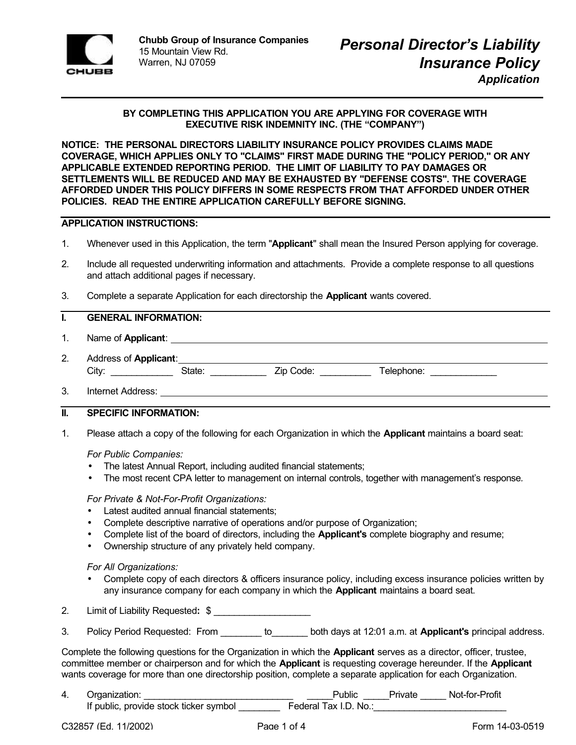Chubb Group of Insurance Companies
15 Mountain View Rd.
Warren, NJ 07059

# Personal Director's Liability Insurance Policy

## Application

**BY COMPLETING THIS APPLICATION YOU ARE APPLYING FOR COVERAGE WITH EXECUTIVE RISK INDEMNITY INC. (THE "COMPANY")**

**NOTICE: THE PERSONAL DIRECTORS LIABILITY INSURANCE POLICY PROVIDES CLAIMS MADE COVERAGE, WHICH APPLIES ONLY TO "CLAIMS" FIRST MADE DURING THE "POLICY PERIOD," OR ANY APPLICABLE EXTENDED REPORTING PERIOD. THE LIMIT OF LIABILITY TO PAY DAMAGES OR SETTLEMENTS WILL BE REDUCED AND MAY BE EXHAUSTED BY "DEFENSE COSTS". THE COVERAGE AFFORDED UNDER THIS POLICY DIFFERS IN SOME RESPECTS FROM THAT AFFORDED UNDER OTHER POLICIES. READ THE ENTIRE APPLICATION CAREFULLY BEFORE SIGNING.**

**APPLICATION INSTRUCTIONS:**

1. Whenever used in this Application, the term "**Applicant**" shall mean the Insured Person applying for coverage.
2. Include all requested underwriting information and attachments. Provide a complete response to all questions and attach additional pages if necessary.
3. Complete a separate Application for each directorship the **Applicant** wants covered.

**I. GENERAL INFORMATION:**

1. Name of **Applicant**: ______________________________________________
2. Address of **Applicant**: ______________________________________________
   City: ____________ State: ___________ Zip Code: __________ Telephone: _____________
3. Internet Address: ______________________________________________

**II. SPECIFIC INFORMATION:**

1. Please attach a copy of the following for each Organization in which the **Applicant** maintains a board seat:

   *For Public Companies:*
   - The latest Annual Report, including audited financial statements;
   - The most recent CPA letter to management on internal controls, together with management's response.

   *For Private & Not-For-Profit Organizations:*
   - Latest audited annual financial statements;
   - Complete descriptive narrative of operations and/or purpose of Organization;
   - Complete list of the board of directors, including the **Applicant's** complete biography and resume;
   - Ownership structure of any privately held company.

   *For All Organizations:*
   - Complete copy of each directors & officers insurance policy, including excess insurance policies written by any insurance company for each company in which the **Applicant** maintains a board seat.

2. Limit of Liability Requested**:** $ __________________
3. Policy Period Requested: From ________ to_______ both days at 12:01 a.m. at **Applicant's** principal address.

Complete the following questions for the Organization in which the **Applicant** serves as a director, officer, trustee, committee member or chairperson and for which the **Applicant** is requesting coverage hereunder. If the **Applicant** wants coverage for more than one directorship position, complete a separate application for each Organization.

4. Organization: _____________________________ _____Public _____Private _____ Not-for-Profit
   If public, provide stock ticker symbol ________ Federal Tax I.D. No.:__________________________

C32857 (Ed. 11/2002) Form 14-03-0519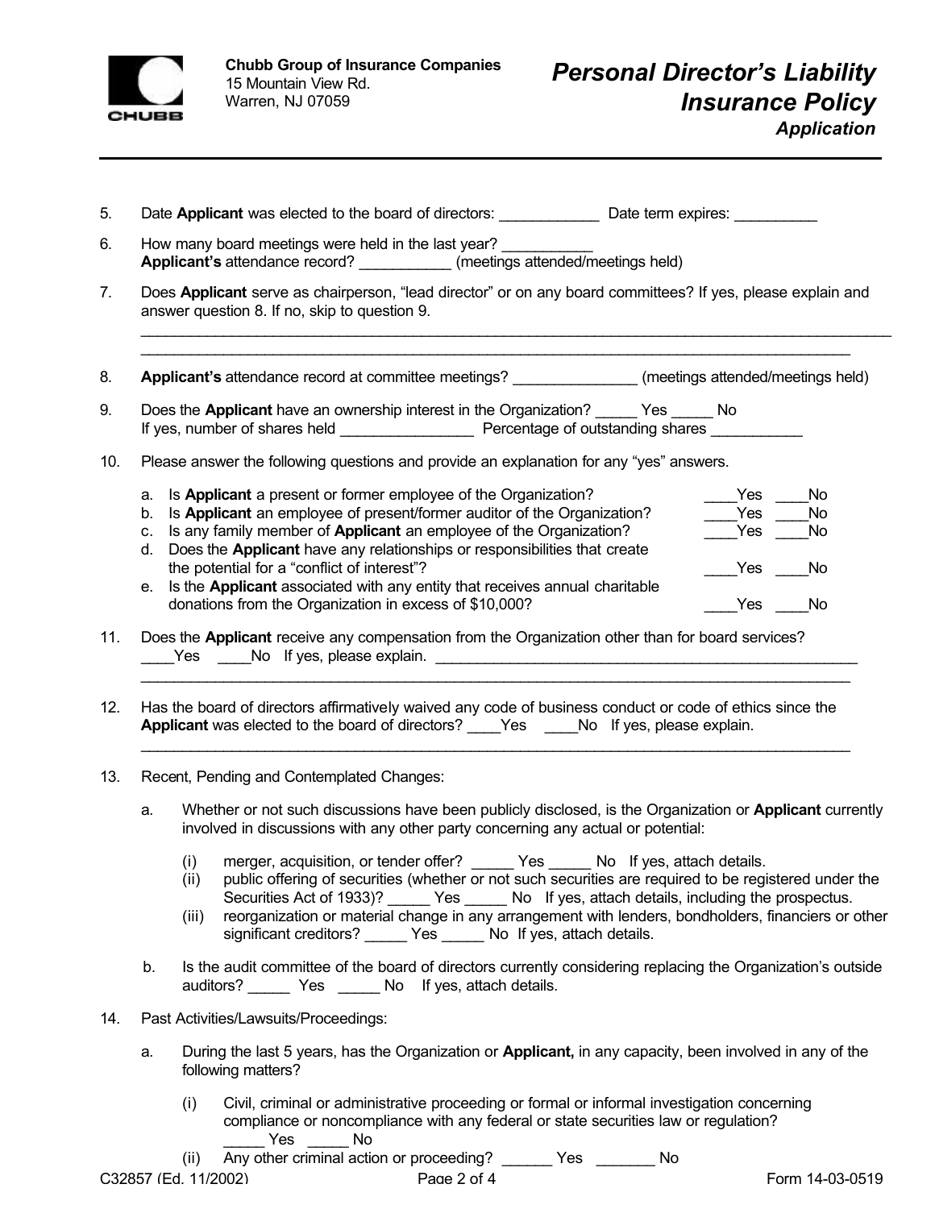5. Date **Applicant** was elected to the board of directors: ____________ Date term expires: __________

6. How many board meetings were held in the last year? ___________
   **Applicant's** attendance record? ___________ (meetings attended/meetings held)

7. Does **Applicant** serve as chairperson, "lead director" or on any board committees? If yes, please explain and answer question 8. If no, skip to question 9.
   _______________________________________________________________________________________
   _______________________________________________________________________________________

8. **Applicant's** attendance record at committee meetings? _______________ (meetings attended/meetings held)

9. Does the **Applicant** have an ownership interest in the Organization? _____ Yes _____ No
   If yes, number of shares held ________________ Percentage of outstanding shares ___________

10. Please answer the following questions and provide an explanation for any "yes" answers.

    a. Is **Applicant** a present or former employee of the Organization? ____Yes ____No
    b. Is **Applicant** an employee of present/former auditor of the Organization? ____Yes ____No
    c. Is any family member of **Applicant** an employee of the Organization? ____Yes ____No
    d. Does the **Applicant** have any relationships or responsibilities that create the potential for a "conflict of interest"? ____Yes ____No
    e. Is the **Applicant** associated with any entity that receives annual charitable donations from the Organization in excess of $10,000? ____Yes ____No

11. Does the **Applicant** receive any compensation from the Organization other than for board services?
    ____Yes ____No If yes, please explain. ____________________________________________________
    _______________________________________________________________________________________

12. Has the board of directors affirmatively waived any code of business conduct or code of ethics since the **Applicant** was elected to the board of directors? ____Yes ____No If yes, please explain.
    _______________________________________________________________________________________

13. Recent, Pending and Contemplated Changes:

    a. Whether or not such discussions have been publicly disclosed, is the Organization or **Applicant** currently involved in discussions with any other party concerning any actual or potential:

       (i) merger, acquisition, or tender offer? _____ Yes _____ No If yes, attach details.
       (ii) public offering of securities (whether or not such securities are required to be registered under the Securities Act of 1933)? _____ Yes _____ No If yes, attach details, including the prospectus.
       (iii) reorganization or material change in any arrangement with lenders, bondholders, financiers or other significant creditors? _____ Yes _____ No If yes, attach details.

    b. Is the audit committee of the board of directors currently considering replacing the Organization's outside auditors? _____ Yes _____ No If yes, attach details.

14. Past Activities/Lawsuits/Proceedings:

    a. During the last 5 years, has the Organization or **Applicant,** in any capacity, been involved in any of the following matters?

       (i) Civil, criminal or administrative proceeding or formal or informal investigation concerning compliance or noncompliance with any federal or state securities law or regulation?
       _____ Yes _____ No
       (ii) Any other criminal action or proceeding? ______ Yes _______ No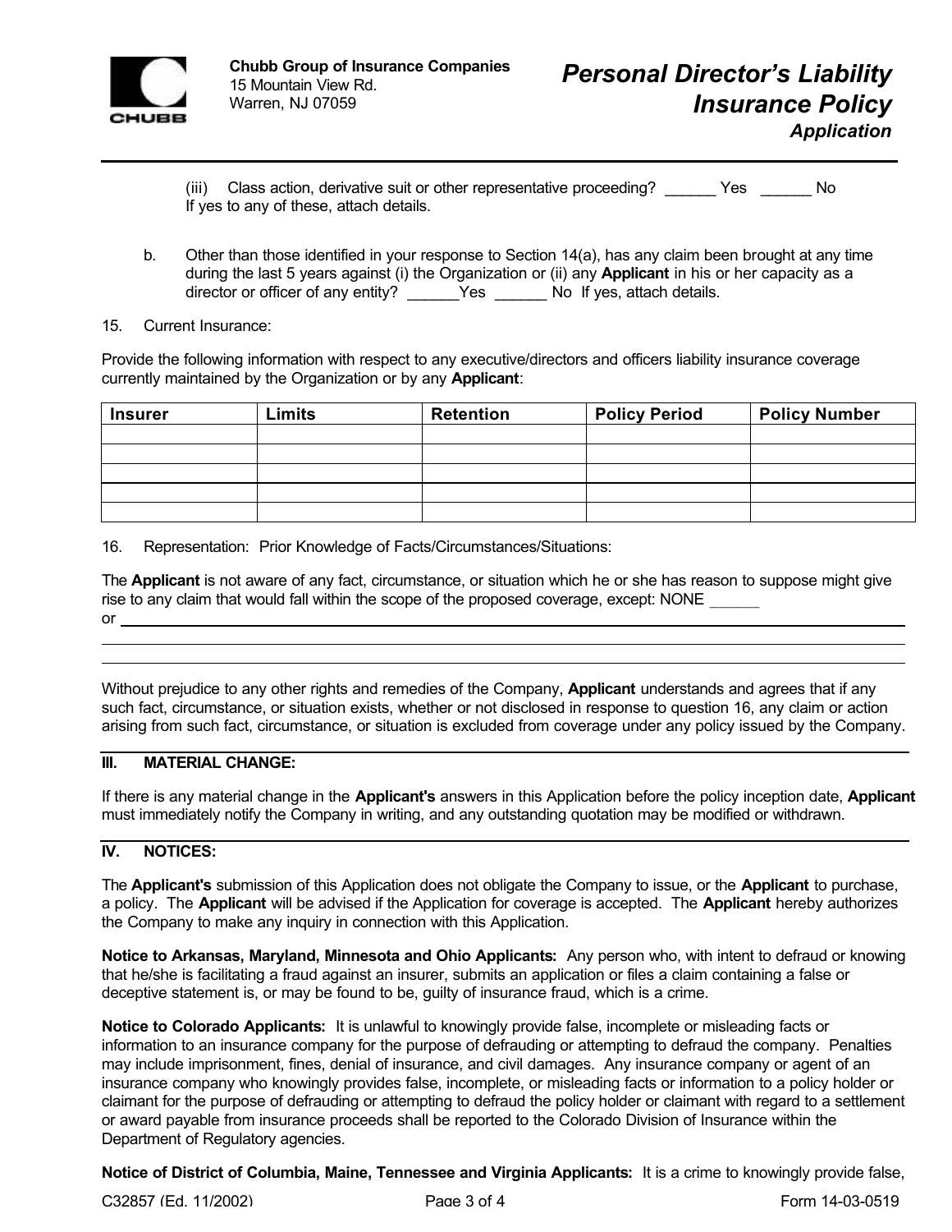(iii) Class action, derivative suit or other representative proceeding? ______ Yes ______ No
If yes to any of these, attach details.

b. Other than those identified in your response to Section 14(a), has any claim been brought at any time during the last 5 years against (i) the Organization or (ii) any **Applicant** in his or her capacity as a director or officer of any entity? ______Yes ______ No If yes, attach details.

15. Current Insurance:

Provide the following information with respect to any executive/directors and officers liability insurance coverage currently maintained by the Organization or by any **Applicant**:

| Insurer | Limits | Retention | Policy Period | Policy Number |
|---|---|---|---|---|
| | | | | |
| | | | | |
| | | | | |
| | | | | |
| | | | | |

16. Representation: Prior Knowledge of Facts/Circumstances/Situations:

The **Applicant** is not aware of any fact, circumstance, or situation which he or she has reason to suppose might give rise to any claim that would fall within the scope of the proposed coverage, except: NONE ______
or ____________________________________________

____________________________________________

____________________________________________

Without prejudice to any other rights and remedies of the Company, **Applicant** understands and agrees that if any such fact, circumstance, or situation exists, whether or not disclosed in response to question 16, any claim or action arising from such fact, circumstance, or situation is excluded from coverage under any policy issued by the Company.

## III. MATERIAL CHANGE:

If there is any material change in the **Applicant's** answers in this Application before the policy inception date, **Applicant** must immediately notify the Company in writing, and any outstanding quotation may be modified or withdrawn.

## IV. NOTICES:

The **Applicant's** submission of this Application does not obligate the Company to issue, or the **Applicant** to purchase, a policy. The **Applicant** will be advised if the Application for coverage is accepted. The **Applicant** hereby authorizes the Company to make any inquiry in connection with this Application.

**Notice to Arkansas, Maryland, Minnesota and Ohio Applicants:** Any person who, with intent to defraud or knowing that he/she is facilitating a fraud against an insurer, submits an application or files a claim containing a false or deceptive statement is, or may be found to be, guilty of insurance fraud, which is a crime.

**Notice to Colorado Applicants:** It is unlawful to knowingly provide false, incomplete or misleading facts or information to an insurance company for the purpose of defrauding or attempting to defraud the company. Penalties may include imprisonment, fines, denial of insurance, and civil damages. Any insurance company or agent of an insurance company who knowingly provides false, incomplete, or misleading facts or information to a policy holder or claimant for the purpose of defrauding or attempting to defraud the policy holder or claimant with regard to a settlement or award payable from insurance proceeds shall be reported to the Colorado Division of Insurance within the Department of Regulatory agencies.

**Notice of District of Columbia, Maine, Tennessee and Virginia Applicants:** It is a crime to knowingly provide false,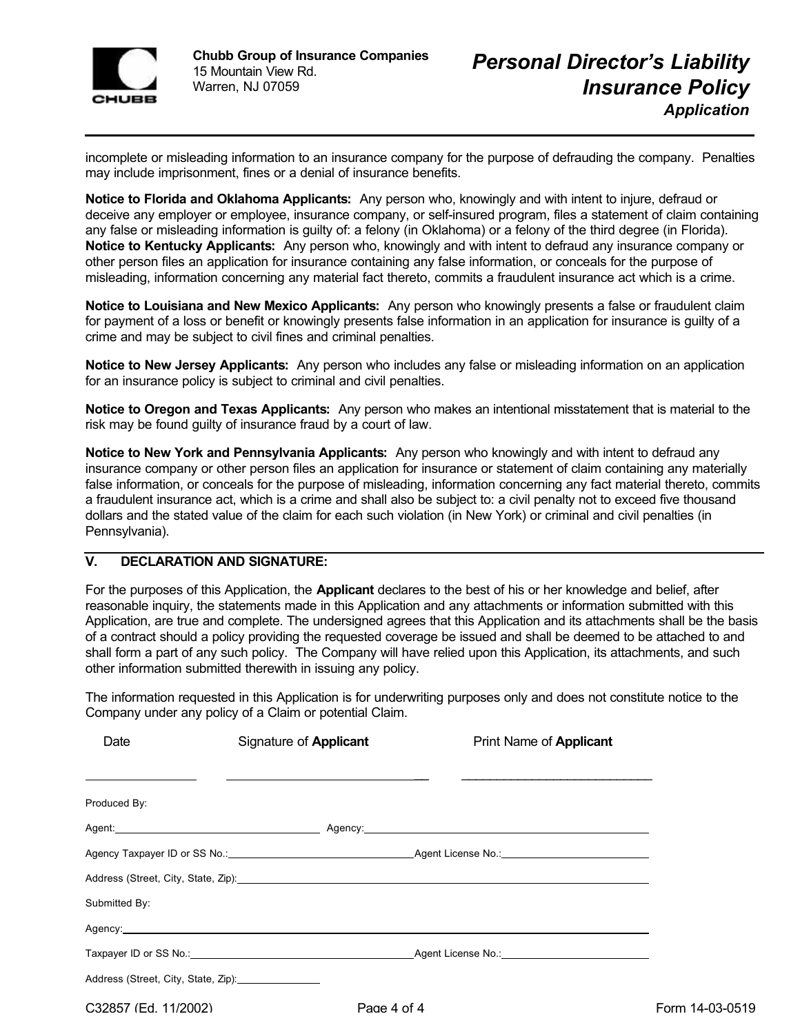incomplete or misleading information to an insurance company for the purpose of defrauding the company. Penalties may include imprisonment, fines or a denial of insurance benefits.

**Notice to Florida and Oklahoma Applicants:** Any person who, knowingly and with intent to injure, defraud or deceive any employer or employee, insurance company, or self-insured program, files a statement of claim containing any false or misleading information is guilty of: a felony (in Oklahoma) or a felony of the third degree (in Florida).
**Notice to Kentucky Applicants:** Any person who, knowingly and with intent to defraud any insurance company or other person files an application for insurance containing any false information, or conceals for the purpose of misleading, information concerning any material fact thereto, commits a fraudulent insurance act which is a crime.

**Notice to Louisiana and New Mexico Applicants:** Any person who knowingly presents a false or fraudulent claim for payment of a loss or benefit or knowingly presents false information in an application for insurance is guilty of a crime and may be subject to civil fines and criminal penalties.

**Notice to New Jersey Applicants:** Any person who includes any false or misleading information on an application for an insurance policy is subject to criminal and civil penalties.

**Notice to Oregon and Texas Applicants:** Any person who makes an intentional misstatement that is material to the risk may be found guilty of insurance fraud by a court of law.

**Notice to New York and Pennsylvania Applicants:** Any person who knowingly and with intent to defraud any insurance company or other person files an application for insurance or statement of claim containing any materially false information, or conceals for the purpose of misleading, information concerning any fact material thereto, commits a fraudulent insurance act, which is a crime and shall also be subject to: a civil penalty not to exceed five thousand dollars and the stated value of the claim for each such violation (in New York) or criminal and civil penalties (in Pennsylvania).

## V. DECLARATION AND SIGNATURE:

For the purposes of this Application, the **Applicant** declares to the best of his or her knowledge and belief, after reasonable inquiry, the statements made in this Application and any attachments or information submitted with this Application, are true and complete. The undersigned agrees that this Application and its attachments shall be the basis of a contract should a policy providing the requested coverage be issued and shall be deemed to be attached to and shall form a part of any such policy. The Company will have relied upon this Application, its attachments, and such other information submitted therewith in issuing any policy.

The information requested in this Application is for underwriting purposes only and does not constitute notice to the Company under any policy of a Claim or potential Claim.

| Date | Signature of **Applicant** | Print Name of **Applicant** |
|---|---|---|
| ________________ | ______________________________ | ______________________________ |

Produced By:

Agent: ______________________________ Agency: ______________________________

Agency Taxpayer ID or SS No.: ______________________________ Agent License No.: ______________________________

Address (Street, City, State, Zip): ______________________________

Submitted By:

Agency: ______________________________

Taxpayer ID or SS No.: ______________________________ Agent License No.: ______________________________

Address (Street, City, State, Zip): ______________________________

C32857 (Ed. 11/2002) Form 14-03-0519